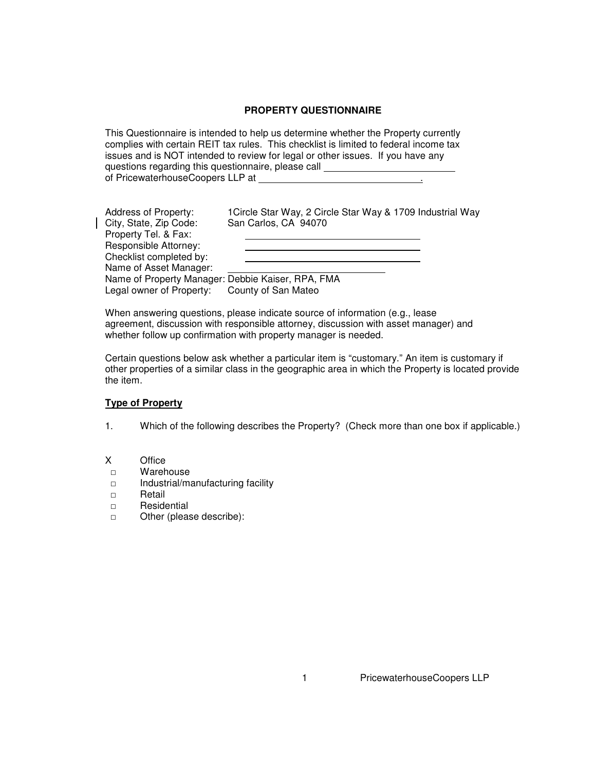**PROPERTY QUESTIONNAIRE**

This Questionnaire is intended to help us determine whether the Property currently complies with certain REIT tax rules. This checklist is limited to federal income tax issues and is NOT intended to review for legal or other issues. If you have any questions regarding this questionnaire, please call \_\_\_\_\_\_\_\_\_\_\_\_\_\_\_\_\_\_\_\_\_\_\_\_ of PricewaterhouseCoopers LLP at \_\_\_\_\_\_\_\_\_\_\_\_\_\_\_\_\_\_\_\_\_\_\_\_\_\_\_\_\_\_.

Address of Property: 1Circle Star Way, 2 Circle Star Way & 1709 Industrial Way
City, State, Zip Code: San Carlos, CA 94070
Property Tel. & Fax: \_\_\_\_\_\_\_\_\_\_\_\_\_\_\_\_\_\_\_\_\_\_\_\_
Responsible Attorney: \_\_\_\_\_\_\_\_\_\_\_\_\_\_\_\_\_\_\_\_\_\_\_\_
Checklist completed by: \_\_\_\_\_\_\_\_\_\_\_\_\_\_\_\_\_\_\_\_\_\_\_\_
Name of Asset Manager: \_\_\_\_\_\_\_\_\_\_\_\_\_\_\_\_\_\_\_\_\_\_\_\_
Name of Property Manager: Debbie Kaiser, RPA, FMA
Legal owner of Property: County of San Mateo

When answering questions, please indicate source of information (e.g., lease agreement, discussion with responsible attorney, discussion with asset manager) and whether follow up confirmation with property manager is needed.

Certain questions below ask whether a particular item is "customary." An item is customary if other properties of a similar class in the geographic area in which the Property is located provide the item.

**<u>Type of Property</u>**

1. Which of the following describes the Property? (Check more than one box if applicable.)

- X Office
- □ Warehouse
- □ Industrial/manufacturing facility
- □ Retail
- □ Residential
- □ Other (please describe):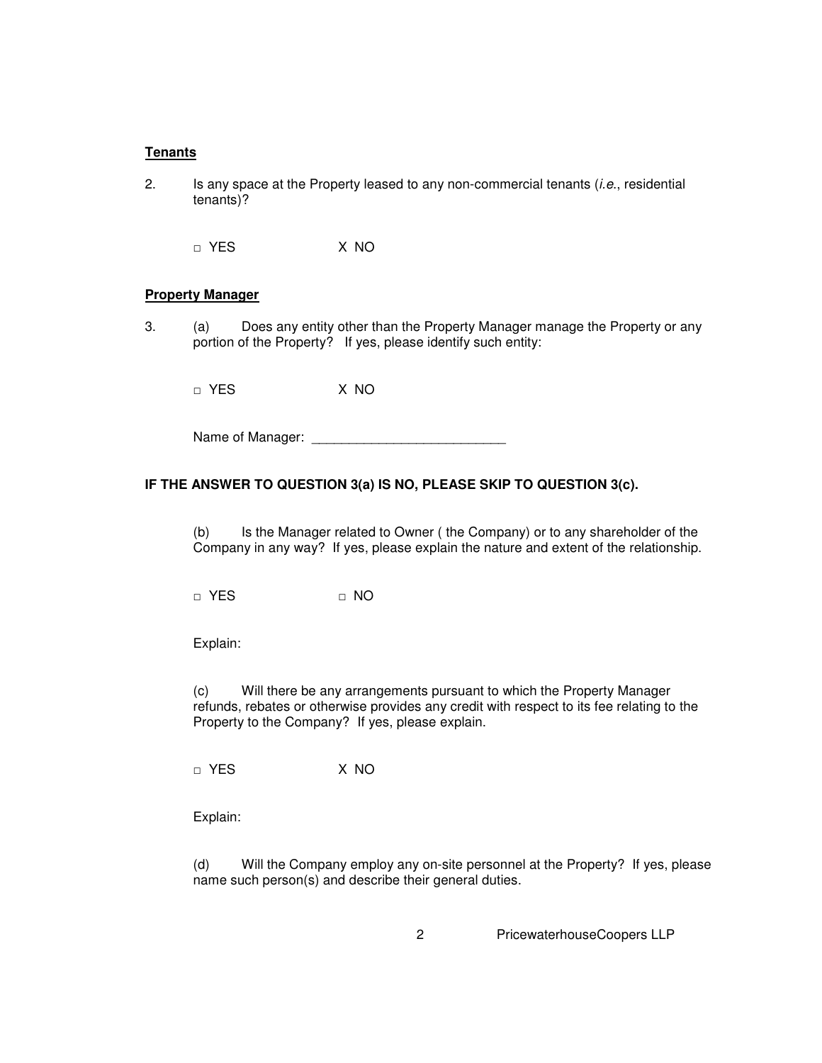**Tenants**

2. Is any space at the Property leased to any non-commercial tenants (*i.e.*, residential tenants)?

□ YES X NO

**Property Manager**

3. (a) Does any entity other than the Property Manager manage the Property or any portion of the Property? If yes, please identify such entity:

□ YES X NO

Name of Manager: __________________________

**IF THE ANSWER TO QUESTION 3(a) IS NO, PLEASE SKIP TO QUESTION 3(c).**

(b) Is the Manager related to Owner ( the Company) or to any shareholder of the Company in any way? If yes, please explain the nature and extent of the relationship.

□ YES □ NO

Explain:

(c) Will there be any arrangements pursuant to which the Property Manager refunds, rebates or otherwise provides any credit with respect to its fee relating to the Property to the Company? If yes, please explain.

□ YES X NO

Explain:

(d) Will the Company employ any on-site personnel at the Property? If yes, please name such person(s) and describe their general duties.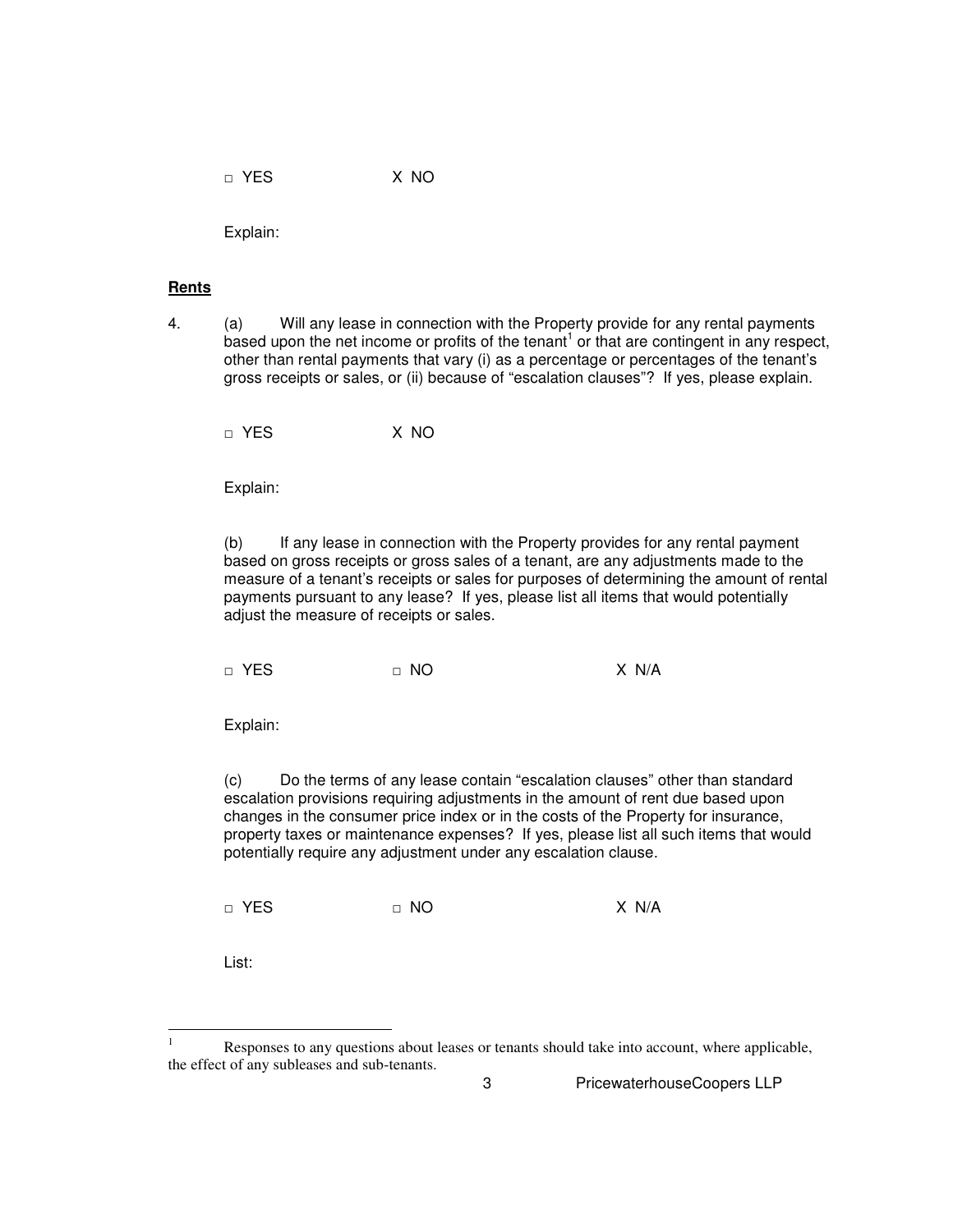□ YES X NO

Explain:

**Rents**

4. (a) Will any lease in connection with the Property provide for any rental payments based upon the net income or profits of the tenant[1] or that are contingent in any respect, other than rental payments that vary (i) as a percentage or percentages of the tenant's gross receipts or sales, or (ii) because of "escalation clauses"? If yes, please explain.

   □ YES X NO

   Explain:

   (b) If any lease in connection with the Property provides for any rental payment based on gross receipts or gross sales of a tenant, are any adjustments made to the measure of a tenant's receipts or sales for purposes of determining the amount of rental payments pursuant to any lease? If yes, please list all items that would potentially adjust the measure of receipts or sales.

   □ YES □ NO X N/A

   Explain:

   (c) Do the terms of any lease contain "escalation clauses" other than standard escalation provisions requiring adjustments in the amount of rent due based upon changes in the consumer price index or in the costs of the Property for insurance, property taxes or maintenance expenses? If yes, please list all such items that would potentially require any adjustment under any escalation clause.

   □ YES □ NO X N/A

   List:

---

[1] Responses to any questions about leases or tenants should take into account, where applicable, the effect of any subleases and sub-tenants.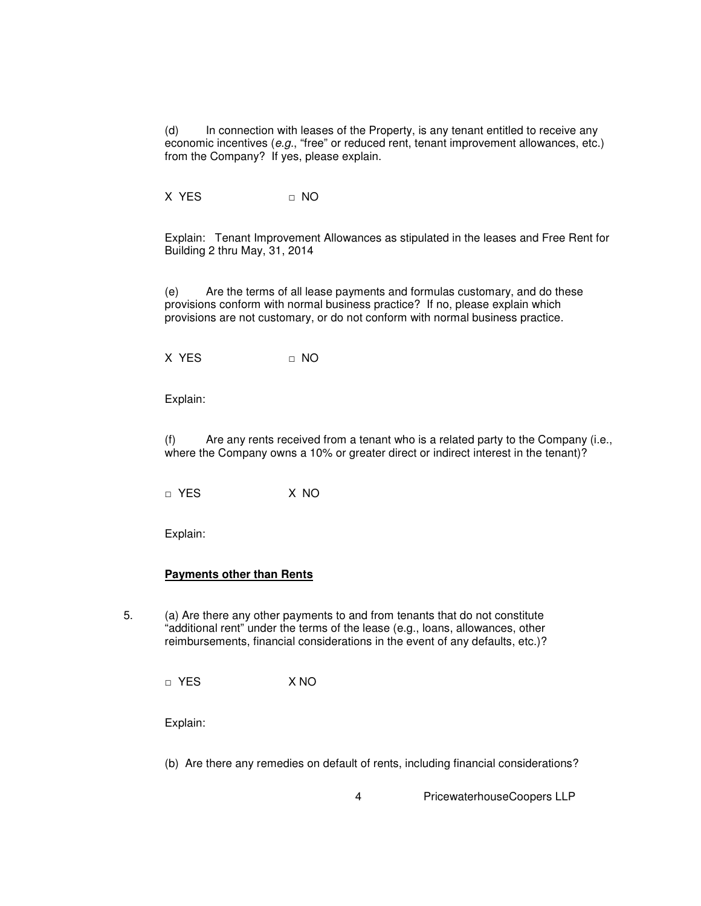(d) In connection with leases of the Property, is any tenant entitled to receive any economic incentives (*e.g.*, "free" or reduced rent, tenant improvement allowances, etc.) from the Company? If yes, please explain.

X YES □ NO

Explain: Tenant Improvement Allowances as stipulated in the leases and Free Rent for Building 2 thru May, 31, 2014

(e) Are the terms of all lease payments and formulas customary, and do these provisions conform with normal business practice? If no, please explain which provisions are not customary, or do not conform with normal business practice.

X YES □ NO

Explain:

(f) Are any rents received from a tenant who is a related party to the Company (i.e., where the Company owns a 10% or greater direct or indirect interest in the tenant)?

□ YES X NO

Explain:

**Payments other than Rents**

5. (a) Are there any other payments to and from tenants that do not constitute "additional rent" under the terms of the lease (e.g., loans, allowances, other reimbursements, financial considerations in the event of any defaults, etc.)?

□ YES X NO

Explain:

(b) Are there any remedies on default of rents, including financial considerations?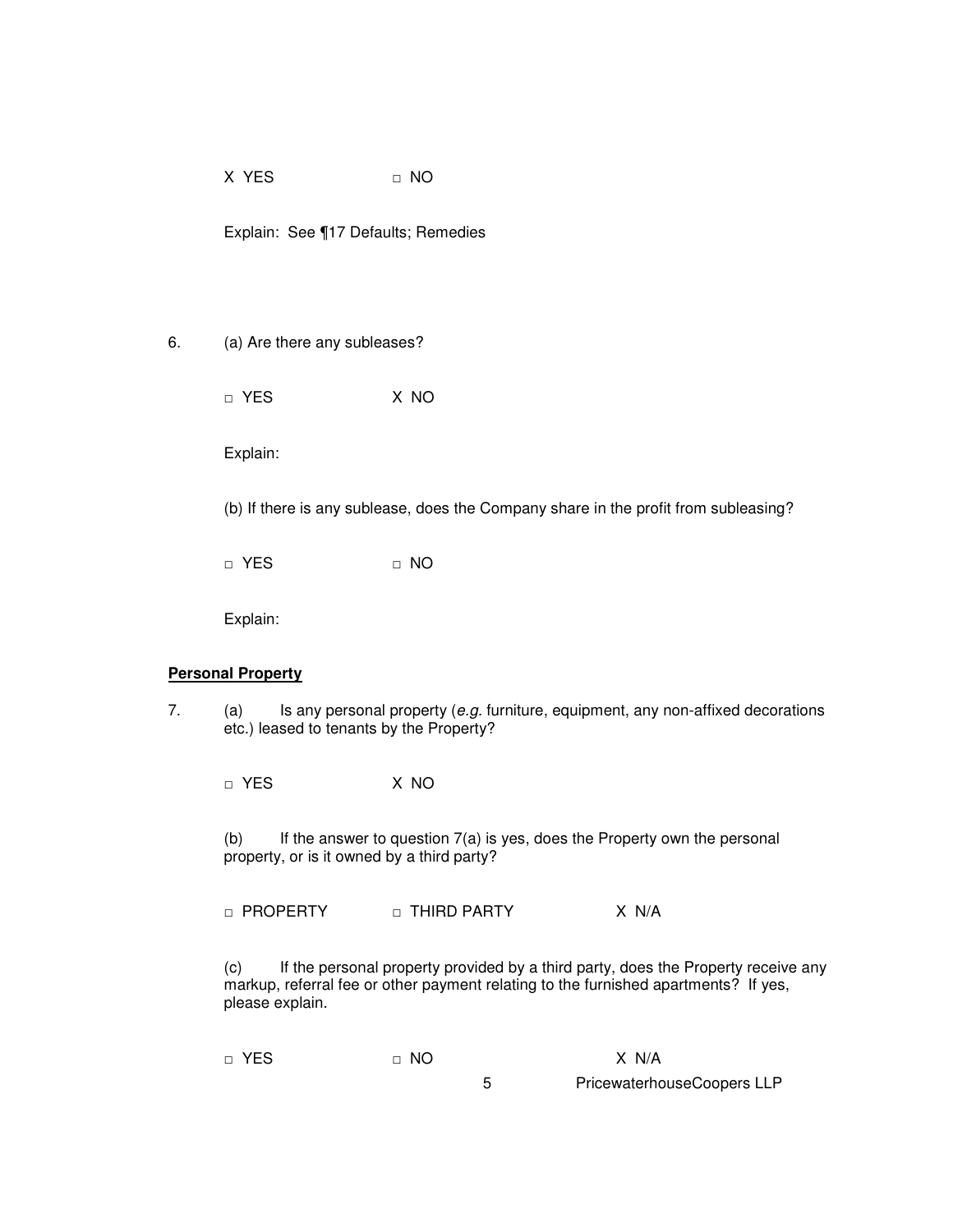X YES □ NO

Explain: See ¶17 Defaults; Remedies

6. (a) Are there any subleases?

□ YES X NO

Explain:

(b) If there is any sublease, does the Company share in the profit from subleasing?

□ YES □ NO

Explain:

**Personal Property**

7. (a) Is any personal property (*e.g.* furniture, equipment, any non-affixed decorations etc.) leased to tenants by the Property?

□ YES X NO

(b) If the answer to question 7(a) is yes, does the Property own the personal property, or is it owned by a third party?

□ PROPERTY □ THIRD PARTY X N/A

(c) If the personal property provided by a third party, does the Property receive any markup, referral fee or other payment relating to the furnished apartments? If yes, please explain.

□ YES □ NO X N/A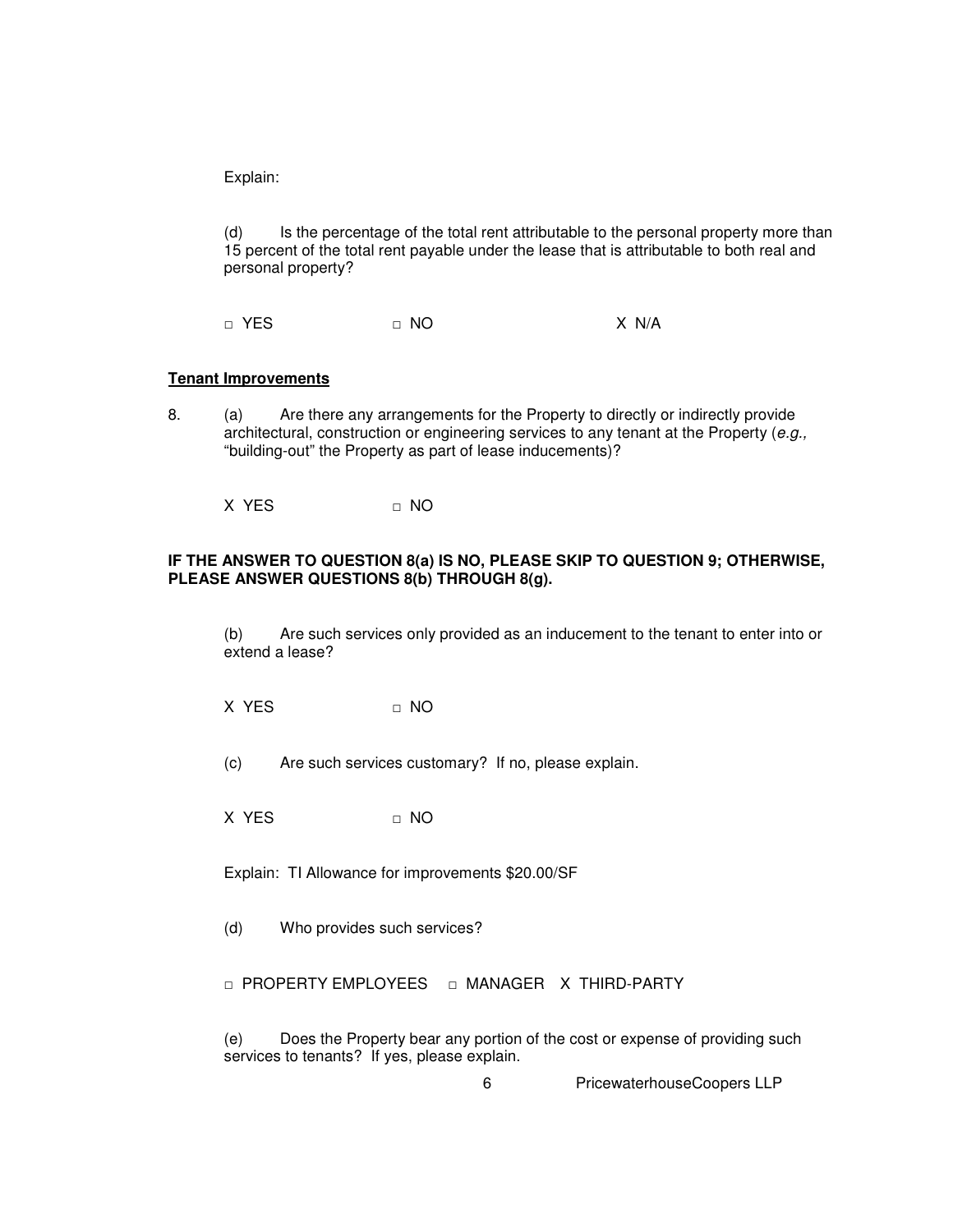Explain:

(d) Is the percentage of the total rent attributable to the personal property more than 15 percent of the total rent payable under the lease that is attributable to both real and personal property?

□ YES □ NO X N/A

**Tenant Improvements**

8. (a) Are there any arrangements for the Property to directly or indirectly provide architectural, construction or engineering services to any tenant at the Property (*e.g.,* "building-out" the Property as part of lease inducements)?

X YES □ NO

**IF THE ANSWER TO QUESTION 8(a) IS NO, PLEASE SKIP TO QUESTION 9; OTHERWISE, PLEASE ANSWER QUESTIONS 8(b) THROUGH 8(g).**

(b) Are such services only provided as an inducement to the tenant to enter into or extend a lease?

X YES □ NO

(c) Are such services customary? If no, please explain.

X YES □ NO

Explain: TI Allowance for improvements $20.00/SF

(d) Who provides such services?

□ PROPERTY EMPLOYEES □ MANAGER X THIRD-PARTY

(e) Does the Property bear any portion of the cost or expense of providing such services to tenants? If yes, please explain.

PricewaterhouseCoopers LLP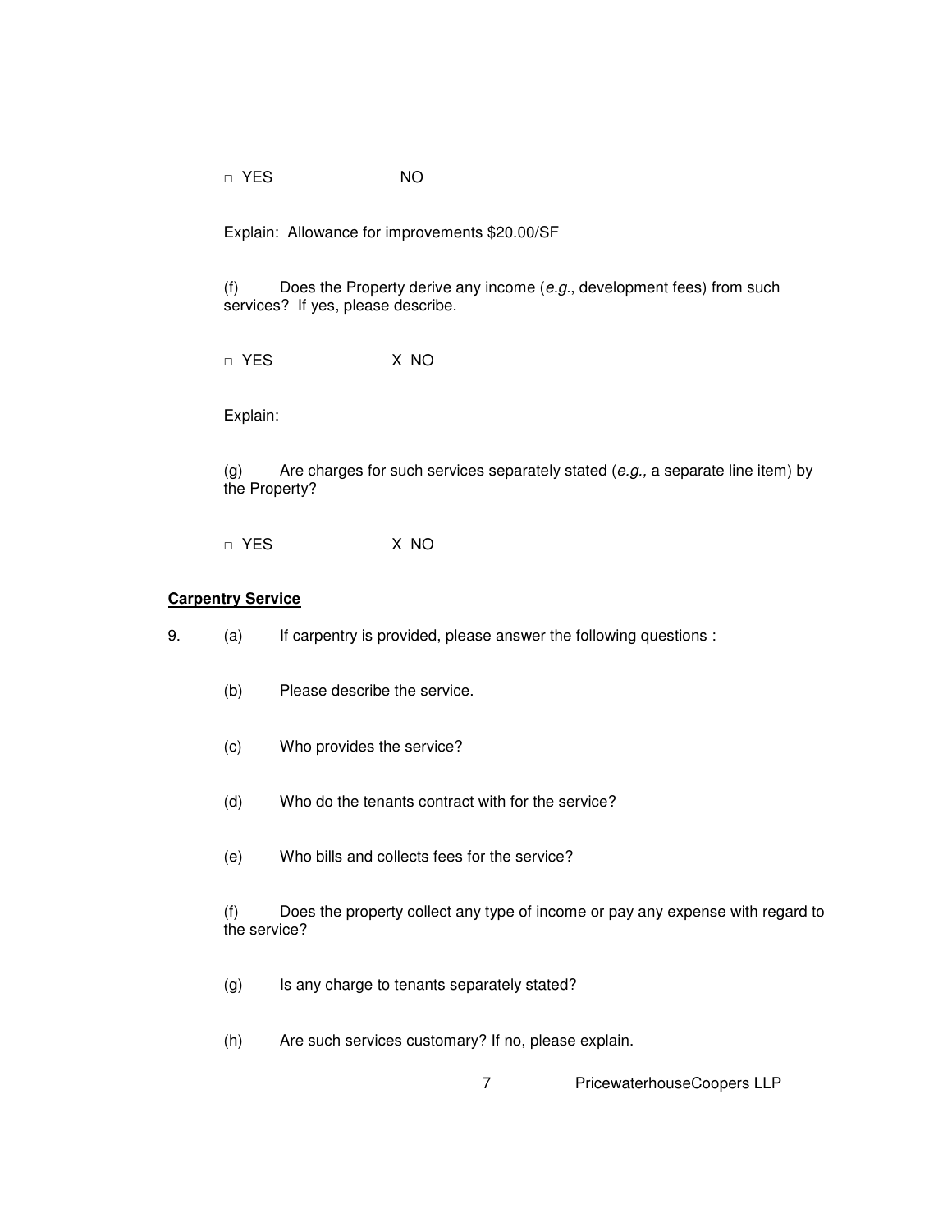□ YES NO

Explain: Allowance for improvements $20.00/SF

(f) Does the Property derive any income (*e.g.*, development fees) from such services? If yes, please describe.

□ YES X NO

Explain:

(g) Are charges for such services separately stated (*e.g.,* a separate line item) by the Property?

□ YES X NO

**Carpentry Service**

9. (a) If carpentry is provided, please answer the following questions :

(b) Please describe the service.

(c) Who provides the service?

(d) Who do the tenants contract with for the service?

(e) Who bills and collects fees for the service?

(f) Does the property collect any type of income or pay any expense with regard to the service?

(g) Is any charge to tenants separately stated?

(h) Are such services customary? If no, please explain.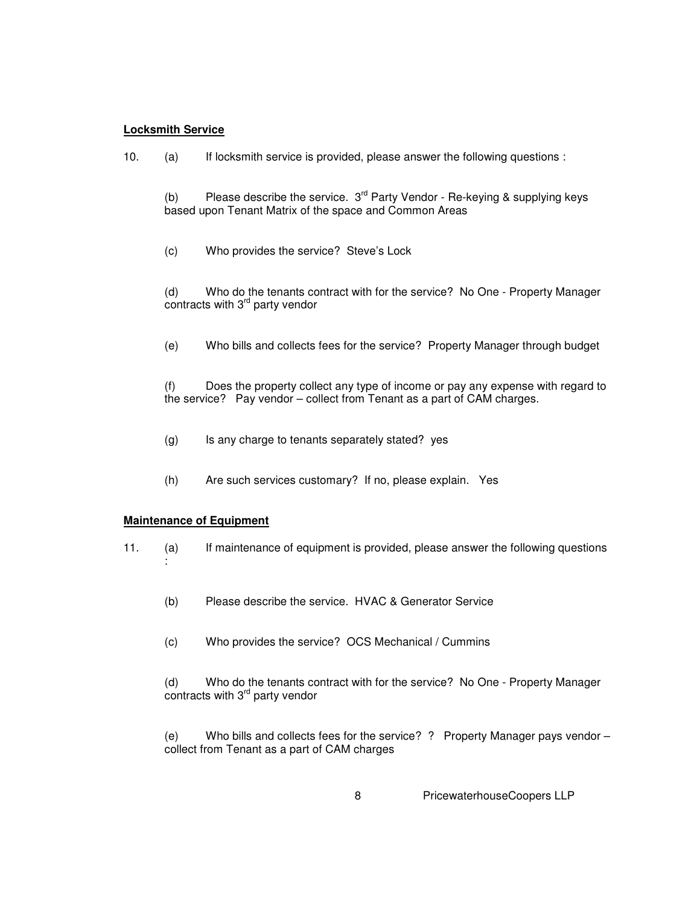**Locksmith Service**

10. (a) If locksmith service is provided, please answer the following questions :

(b) Please describe the service. 3rd Party Vendor - Re-keying & supplying keys based upon Tenant Matrix of the space and Common Areas

(c) Who provides the service? Steve's Lock

(d) Who do the tenants contract with for the service? No One - Property Manager contracts with 3rd party vendor

(e) Who bills and collects fees for the service? Property Manager through budget

(f) Does the property collect any type of income or pay any expense with regard to the service? Pay vendor – collect from Tenant as a part of CAM charges.

(g) Is any charge to tenants separately stated? yes

(h) Are such services customary? If no, please explain. Yes

**Maintenance of Equipment**

11. (a) If maintenance of equipment is provided, please answer the following questions :

(b) Please describe the service. HVAC & Generator Service

(c) Who provides the service? OCS Mechanical / Cummins

(d) Who do the tenants contract with for the service? No One - Property Manager contracts with 3rd party vendor

(e) Who bills and collects fees for the service? ? Property Manager pays vendor – collect from Tenant as a part of CAM charges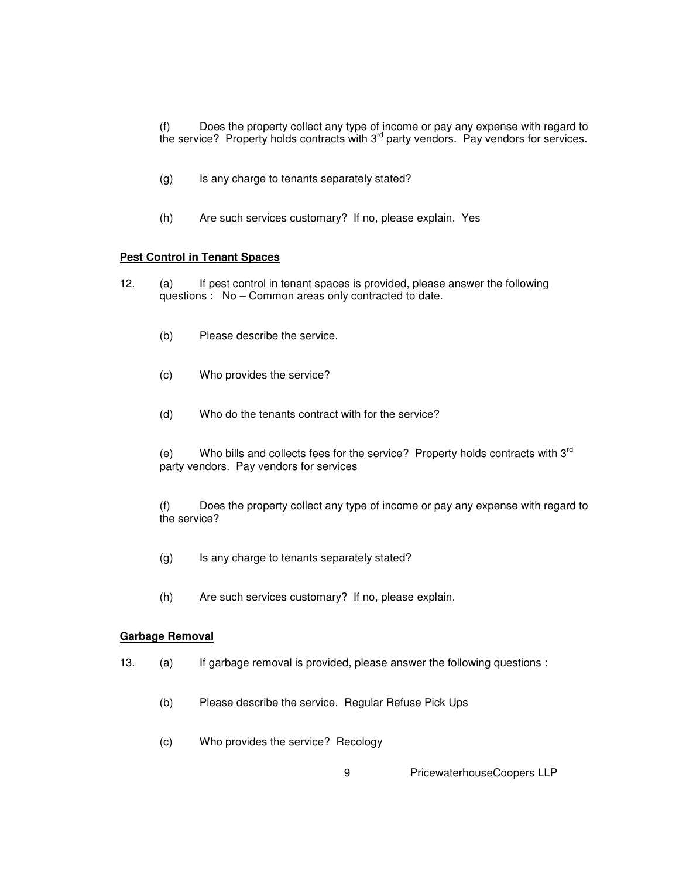(f) Does the property collect any type of income or pay any expense with regard to the service? Property holds contracts with 3rd party vendors. Pay vendors for services.

(g) Is any charge to tenants separately stated?

(h) Are such services customary? If no, please explain. Yes

**Pest Control in Tenant Spaces**

12. (a) If pest control in tenant spaces is provided, please answer the following questions : No – Common areas only contracted to date.

    (b) Please describe the service.

    (c) Who provides the service?

    (d) Who do the tenants contract with for the service?

    (e) Who bills and collects fees for the service? Property holds contracts with 3rd party vendors. Pay vendors for services

    (f) Does the property collect any type of income or pay any expense with regard to the service?

    (g) Is any charge to tenants separately stated?

    (h) Are such services customary? If no, please explain.

**Garbage Removal**

13. (a) If garbage removal is provided, please answer the following questions :

    (b) Please describe the service. Regular Refuse Pick Ups

    (c) Who provides the service? Recology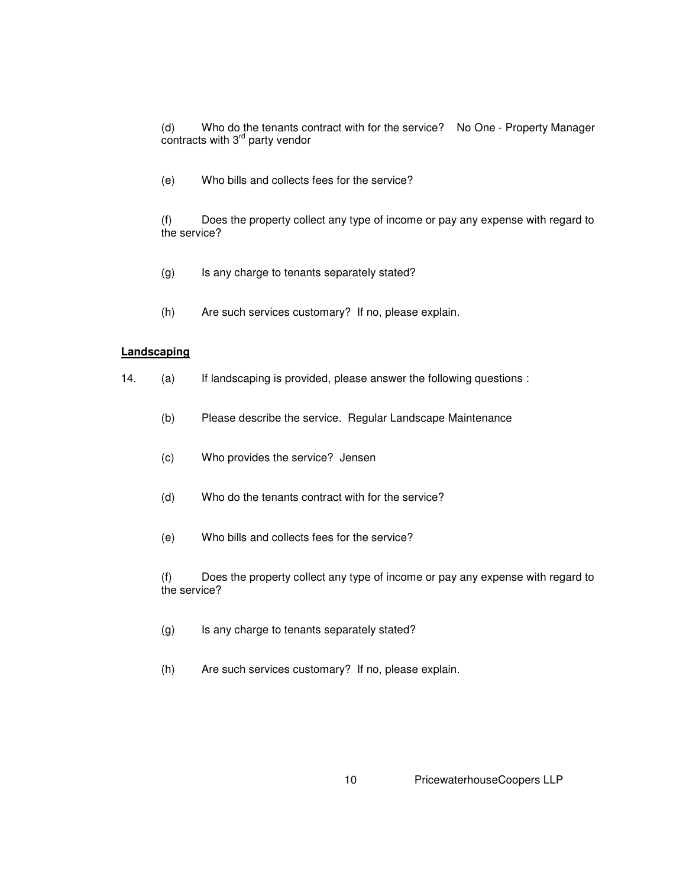(d) Who do the tenants contract with for the service? No One - Property Manager contracts with 3rd party vendor

(e) Who bills and collects fees for the service?

(f) Does the property collect any type of income or pay any expense with regard to the service?

(g) Is any charge to tenants separately stated?

(h) Are such services customary? If no, please explain.

**Landscaping**

14. (a) If landscaping is provided, please answer the following questions :

    (b) Please describe the service. Regular Landscape Maintenance

    (c) Who provides the service? Jensen

    (d) Who do the tenants contract with for the service?

    (e) Who bills and collects fees for the service?

    (f) Does the property collect any type of income or pay any expense with regard to the service?

    (g) Is any charge to tenants separately stated?

    (h) Are such services customary? If no, please explain.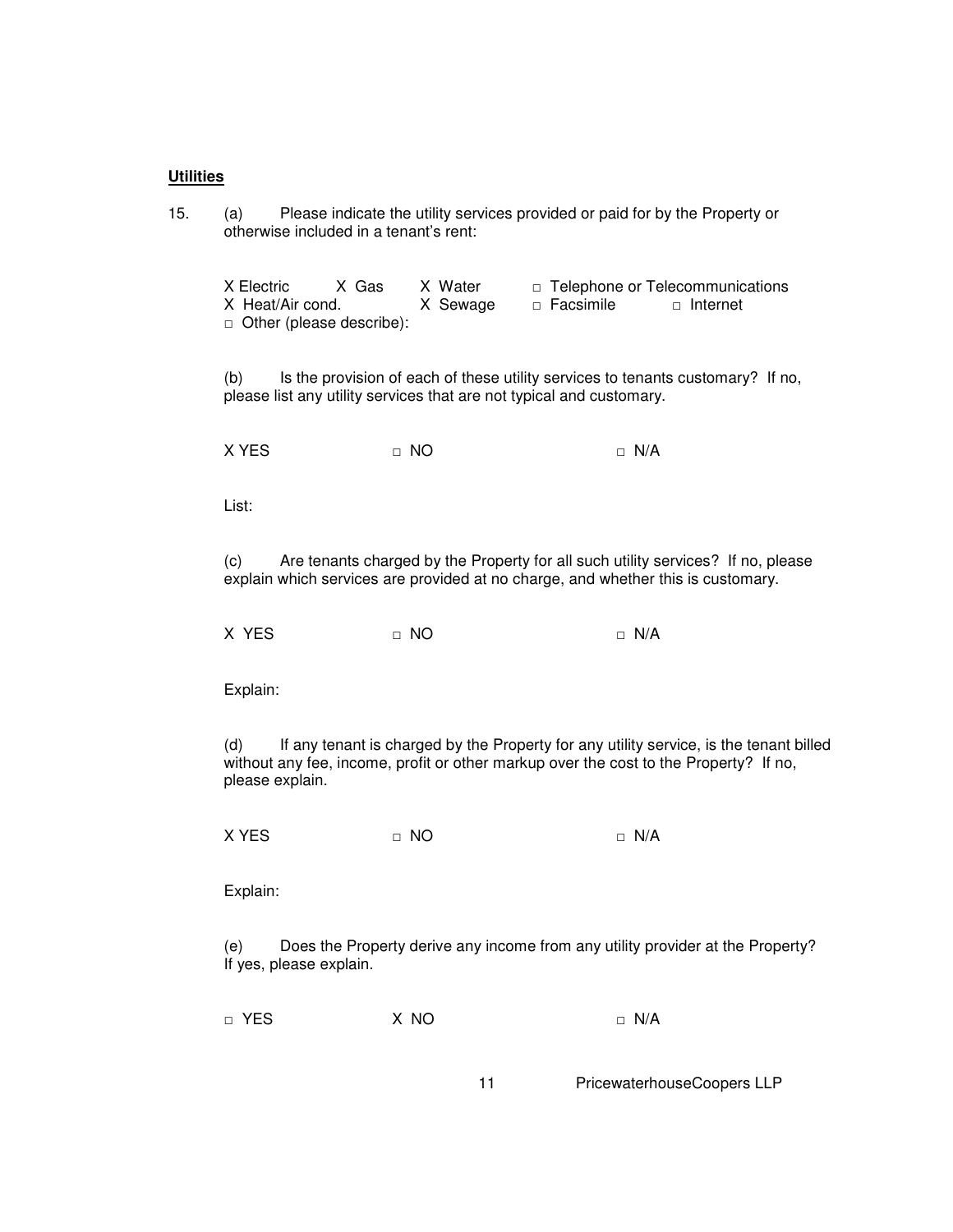**Utilities**

15. (a) Please indicate the utility services provided or paid for by the Property or otherwise included in a tenant's rent:

X Electric  X Gas  X Water  □ Telephone or Telecommunications
X Heat/Air cond.  X Sewage  □ Facsimile  □ Internet
□ Other (please describe):

(b) Is the provision of each of these utility services to tenants customary? If no, please list any utility services that are not typical and customary.

X YES  □ NO  □ N/A

List:

(c) Are tenants charged by the Property for all such utility services? If no, please explain which services are provided at no charge, and whether this is customary.

X YES  □ NO  □ N/A

Explain:

(d) If any tenant is charged by the Property for any utility service, is the tenant billed without any fee, income, profit or other markup over the cost to the Property? If no, please explain.

X YES  □ NO  □ N/A

Explain:

(e) Does the Property derive any income from any utility provider at the Property? If yes, please explain.

□ YES  X NO  □ N/A

PricewaterhouseCoopers LLP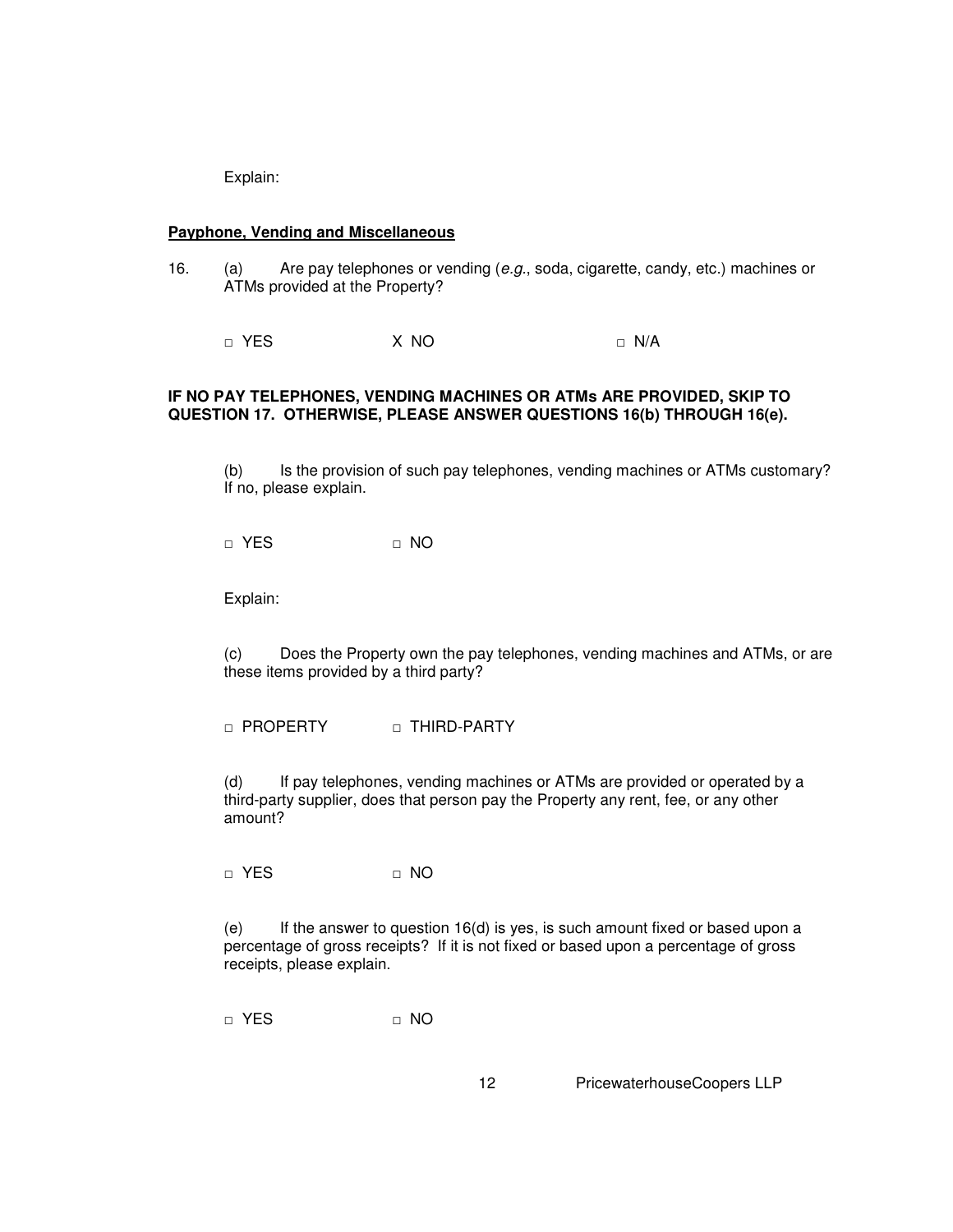Explain:

**Payphone, Vending and Miscellaneous**

16. (a) Are pay telephones or vending (*e.g.*, soda, cigarette, candy, etc.) machines or ATMs provided at the Property?

    □ YES X NO □ N/A

**IF NO PAY TELEPHONES, VENDING MACHINES OR ATMs ARE PROVIDED, SKIP TO QUESTION 17. OTHERWISE, PLEASE ANSWER QUESTIONS 16(b) THROUGH 16(e).**

(b) Is the provision of such pay telephones, vending machines or ATMs customary? If no, please explain.

□ YES □ NO

Explain:

(c) Does the Property own the pay telephones, vending machines and ATMs, or are these items provided by a third party?

□ PROPERTY □ THIRD-PARTY

(d) If pay telephones, vending machines or ATMs are provided or operated by a third-party supplier, does that person pay the Property any rent, fee, or any other amount?

□ YES □ NO

(e) If the answer to question 16(d) is yes, is such amount fixed or based upon a percentage of gross receipts? If it is not fixed or based upon a percentage of gross receipts, please explain.

□ YES □ NO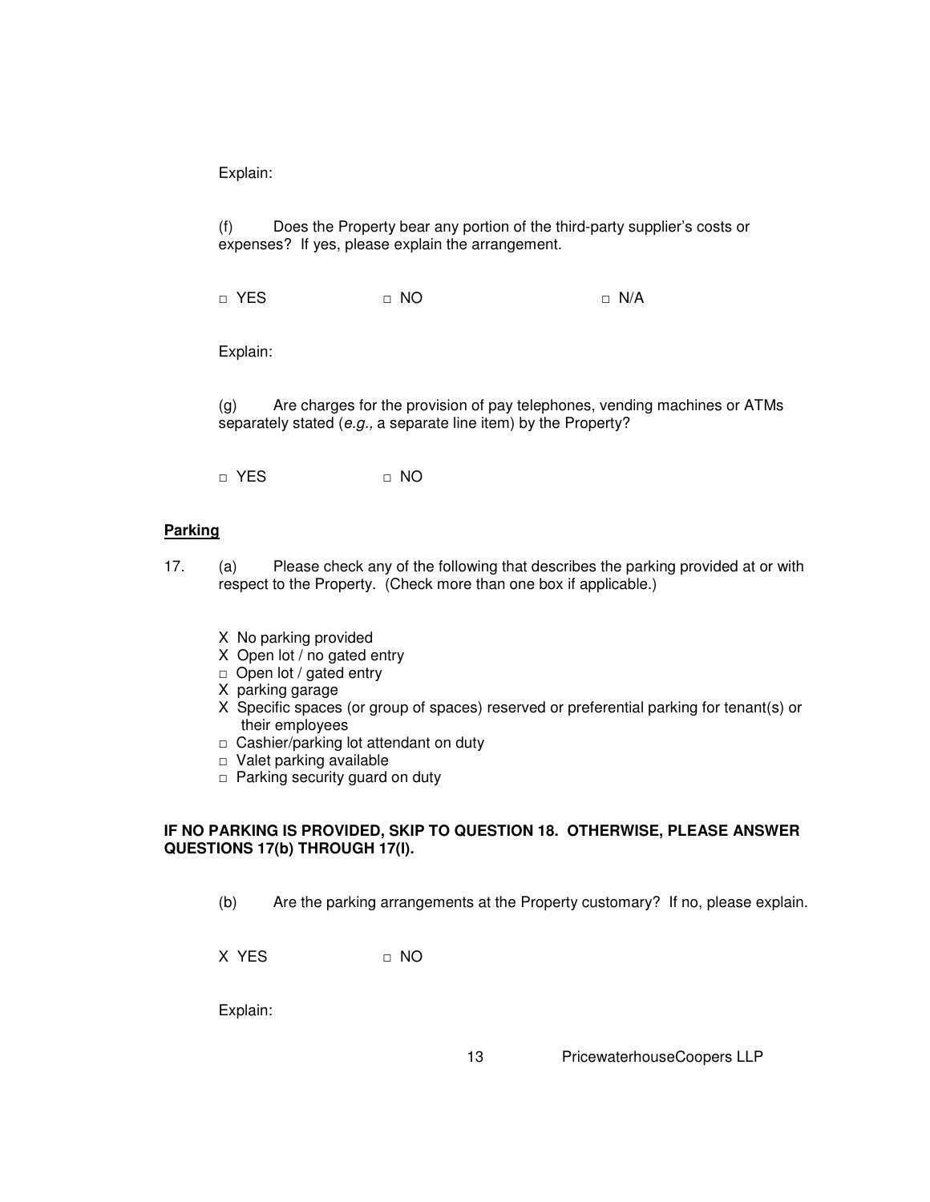Explain:

(f) Does the Property bear any portion of the third-party supplier's costs or expenses? If yes, please explain the arrangement.

□ YES □ NO □ N/A

Explain:

(g) Are charges for the provision of pay telephones, vending machines or ATMs separately stated (*e.g.,* a separate line item) by the Property?

□ YES □ NO

**Parking**

17. (a) Please check any of the following that describes the parking provided at or with respect to the Property. (Check more than one box if applicable.)

- X No parking provided
- X Open lot / no gated entry
- □ Open lot / gated entry
- X parking garage
- X Specific spaces (or group of spaces) reserved or preferential parking for tenant(s) or their employees
- □ Cashier/parking lot attendant on duty
- □ Valet parking available
- □ Parking security guard on duty

**IF NO PARKING IS PROVIDED, SKIP TO QUESTION 18. OTHERWISE, PLEASE ANSWER QUESTIONS 17(b) THROUGH 17(l).**

(b) Are the parking arrangements at the Property customary? If no, please explain.

X YES □ NO

Explain: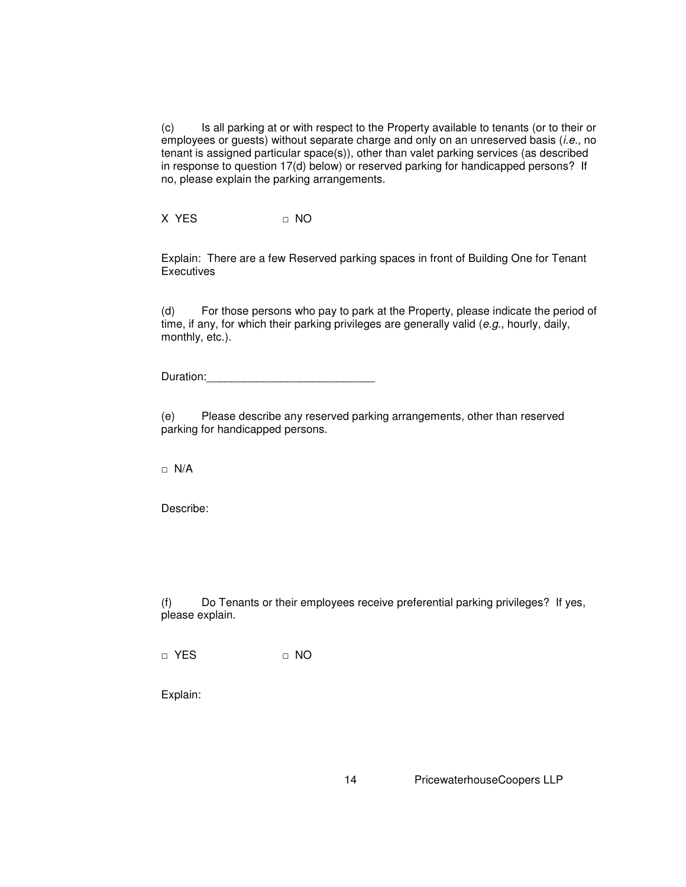(c) Is all parking at or with respect to the Property available to tenants (or to their or employees or guests) without separate charge and only on an unreserved basis (*i.e.*, no tenant is assigned particular space(s)), other than valet parking services (as described in response to question 17(d) below) or reserved parking for handicapped persons? If no, please explain the parking arrangements.

X YES ☐ NO

Explain: There are a few Reserved parking spaces in front of Building One for Tenant Executives

(d) For those persons who pay to park at the Property, please indicate the period of time, if any, for which their parking privileges are generally valid (*e.g.*, hourly, daily, monthly, etc.).

Duration:___________________________

(e) Please describe any reserved parking arrangements, other than reserved parking for handicapped persons.

☐ N/A

Describe:

(f) Do Tenants or their employees receive preferential parking privileges? If yes, please explain.

☐ YES ☐ NO

Explain:

PricewaterhouseCoopers LLP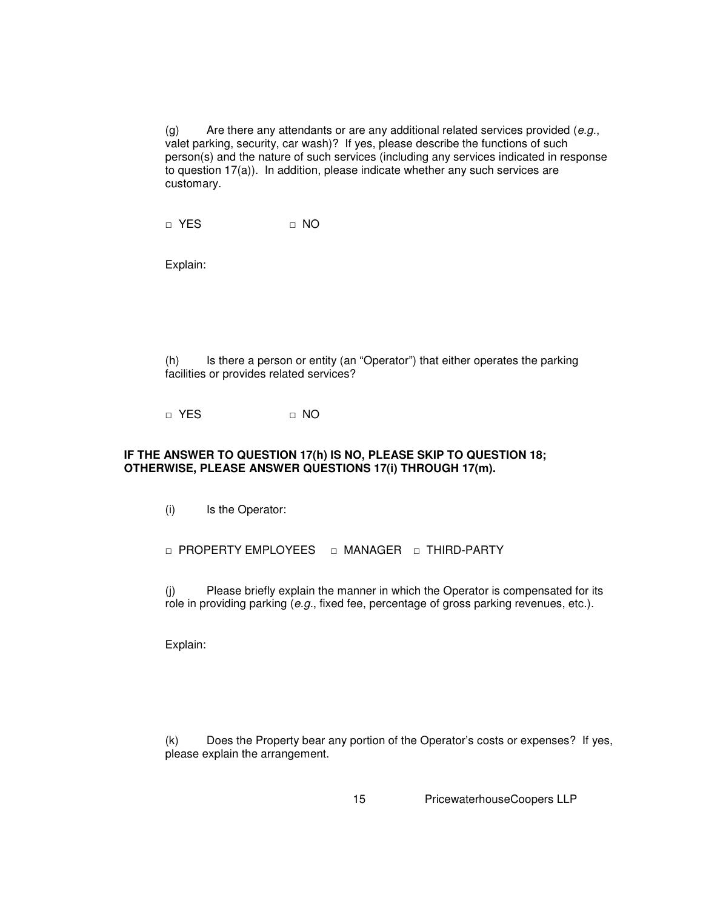(g) Are there any attendants or are any additional related services provided (*e.g.*, valet parking, security, car wash)? If yes, please describe the functions of such person(s) and the nature of such services (including any services indicated in response to question 17(a)). In addition, please indicate whether any such services are customary.

□ YES □ NO

Explain:

(h) Is there a person or entity (an "Operator") that either operates the parking facilities or provides related services?

□ YES □ NO

**IF THE ANSWER TO QUESTION 17(h) IS NO, PLEASE SKIP TO QUESTION 18; OTHERWISE, PLEASE ANSWER QUESTIONS 17(i) THROUGH 17(m).**

(i) Is the Operator:

□ PROPERTY EMPLOYEES □ MANAGER □ THIRD-PARTY

(j) Please briefly explain the manner in which the Operator is compensated for its role in providing parking (*e.g.*, fixed fee, percentage of gross parking revenues, etc.).

Explain:

(k) Does the Property bear any portion of the Operator's costs or expenses? If yes, please explain the arrangement.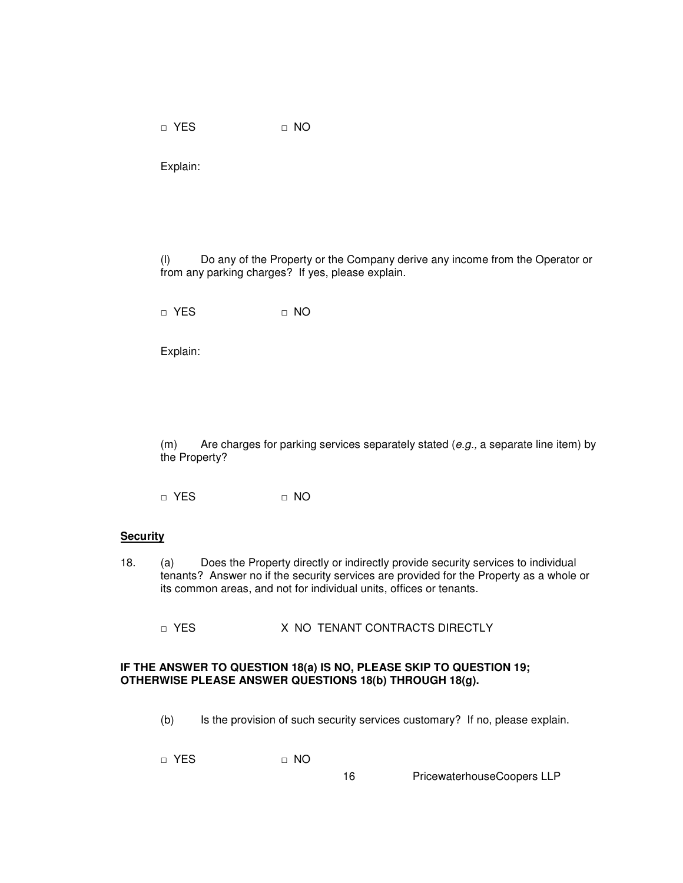□ YES □ NO

Explain:

(l) Do any of the Property or the Company derive any income from the Operator or from any parking charges? If yes, please explain.

□ YES □ NO

Explain:

(m) Are charges for parking services separately stated (*e.g.,* a separate line item) by the Property?

□ YES □ NO

**Security**

18. (a) Does the Property directly or indirectly provide security services to individual tenants? Answer no if the security services are provided for the Property as a whole or its common areas, and not for individual units, offices or tenants.

□ YES X NO TENANT CONTRACTS DIRECTLY

**IF THE ANSWER TO QUESTION 18(a) IS NO, PLEASE SKIP TO QUESTION 19; OTHERWISE PLEASE ANSWER QUESTIONS 18(b) THROUGH 18(g).**

(b) Is the provision of such security services customary? If no, please explain.

□ YES □ NO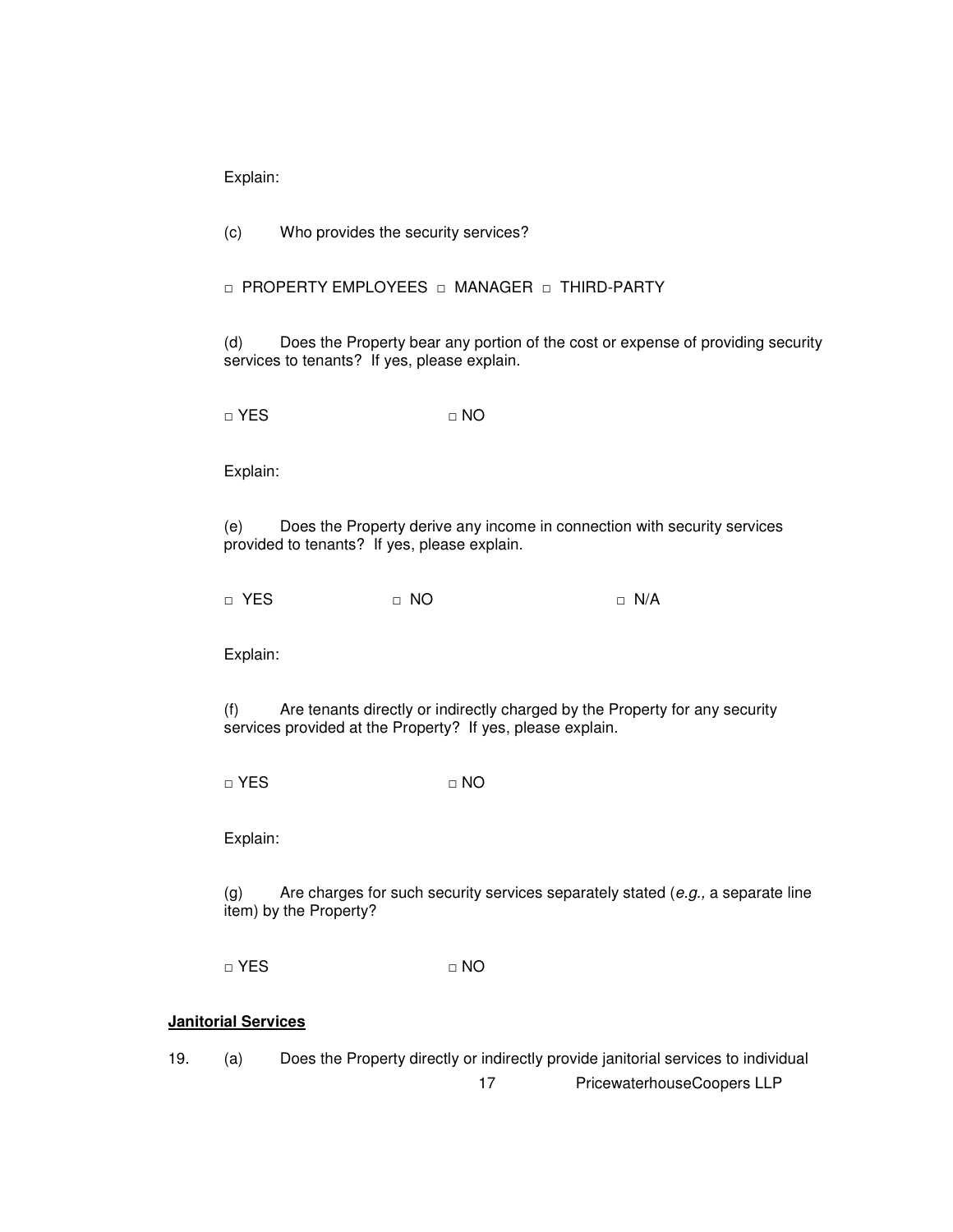Explain:

(c) Who provides the security services?

□ PROPERTY EMPLOYEES □ MANAGER □ THIRD-PARTY

(d) Does the Property bear any portion of the cost or expense of providing security services to tenants? If yes, please explain.

□ YES □ NO

Explain:

(e) Does the Property derive any income in connection with security services provided to tenants? If yes, please explain.

□ YES □ NO □ N/A

Explain:

(f) Are tenants directly or indirectly charged by the Property for any security services provided at the Property? If yes, please explain.

□ YES □ NO

Explain:

(g) Are charges for such security services separately stated (*e.g.,* a separate line item) by the Property?

□ YES □ NO

**Janitorial Services**

19. (a) Does the Property directly or indirectly provide janitorial services to individual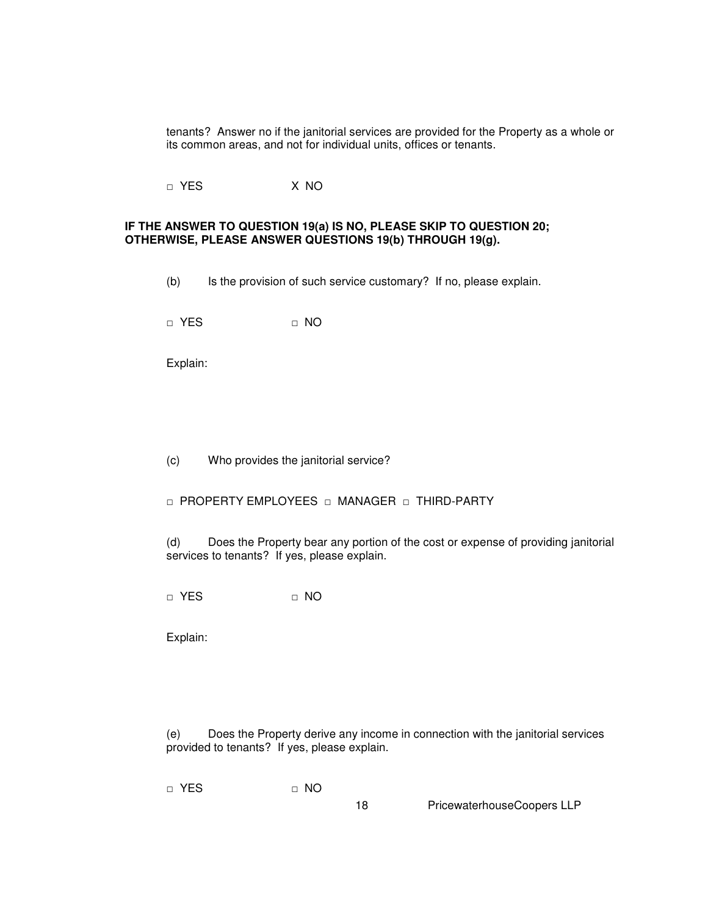tenants? Answer no if the janitorial services are provided for the Property as a whole or its common areas, and not for individual units, offices or tenants.

□ YES X NO

**IF THE ANSWER TO QUESTION 19(a) IS NO, PLEASE SKIP TO QUESTION 20; OTHERWISE, PLEASE ANSWER QUESTIONS 19(b) THROUGH 19(g).**

(b) Is the provision of such service customary? If no, please explain.

□ YES □ NO

Explain:

(c) Who provides the janitorial service?

□ PROPERTY EMPLOYEES □ MANAGER □ THIRD-PARTY

(d) Does the Property bear any portion of the cost or expense of providing janitorial services to tenants? If yes, please explain.

□ YES □ NO

Explain:

(e) Does the Property derive any income in connection with the janitorial services provided to tenants? If yes, please explain.

□ YES □ NO

PricewaterhouseCoopers LLP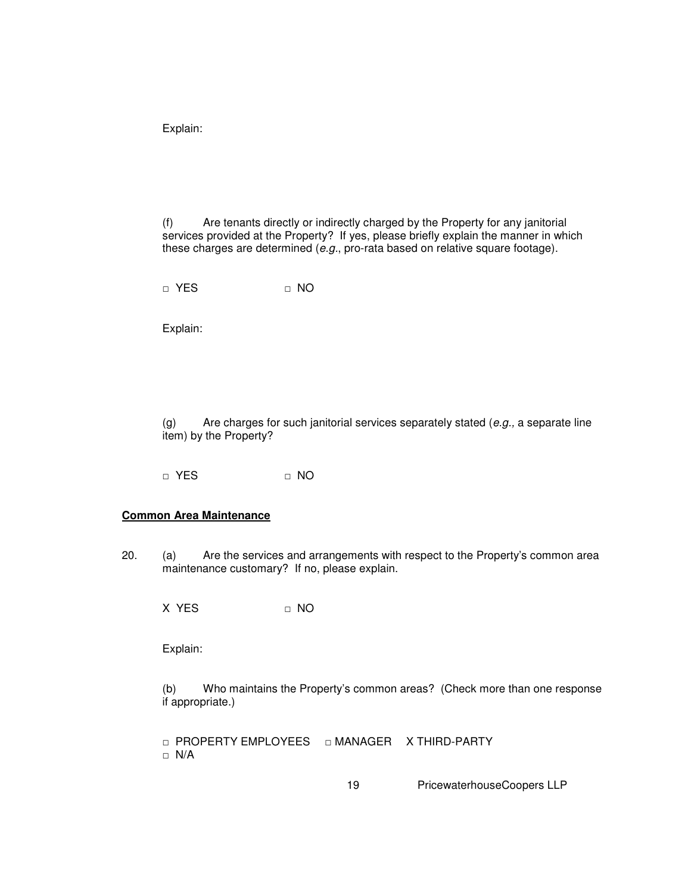Explain:

(f) Are tenants directly or indirectly charged by the Property for any janitorial services provided at the Property? If yes, please briefly explain the manner in which these charges are determined (*e.g.*, pro-rata based on relative square footage).

□ YES □ NO

Explain:

(g) Are charges for such janitorial services separately stated (*e.g.,* a separate line item) by the Property?

□ YES □ NO

**Common Area Maintenance**

20. (a) Are the services and arrangements with respect to the Property's common area maintenance customary? If no, please explain.

X YES □ NO

Explain:

(b) Who maintains the Property's common areas? (Check more than one response if appropriate.)

□ PROPERTY EMPLOYEES □ MANAGER X THIRD-PARTY
□ N/A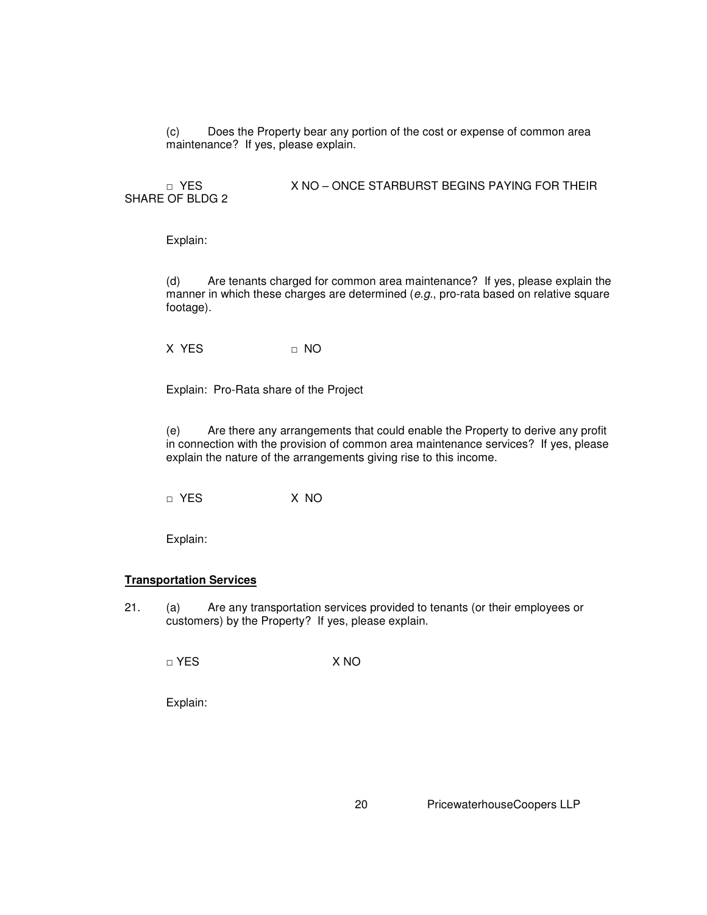(c) Does the Property bear any portion of the cost or expense of common area maintenance? If yes, please explain.

□ YES X NO – ONCE STARBURST BEGINS PAYING FOR THEIR SHARE OF BLDG 2

Explain:

(d) Are tenants charged for common area maintenance? If yes, please explain the manner in which these charges are determined (*e.g.*, pro-rata based on relative square footage).

X YES □ NO

Explain: Pro-Rata share of the Project

(e) Are there any arrangements that could enable the Property to derive any profit in connection with the provision of common area maintenance services? If yes, please explain the nature of the arrangements giving rise to this income.

□ YES X NO

Explain:

**Transportation Services**

21. (a) Are any transportation services provided to tenants (or their employees or customers) by the Property? If yes, please explain.

□ YES X NO

Explain: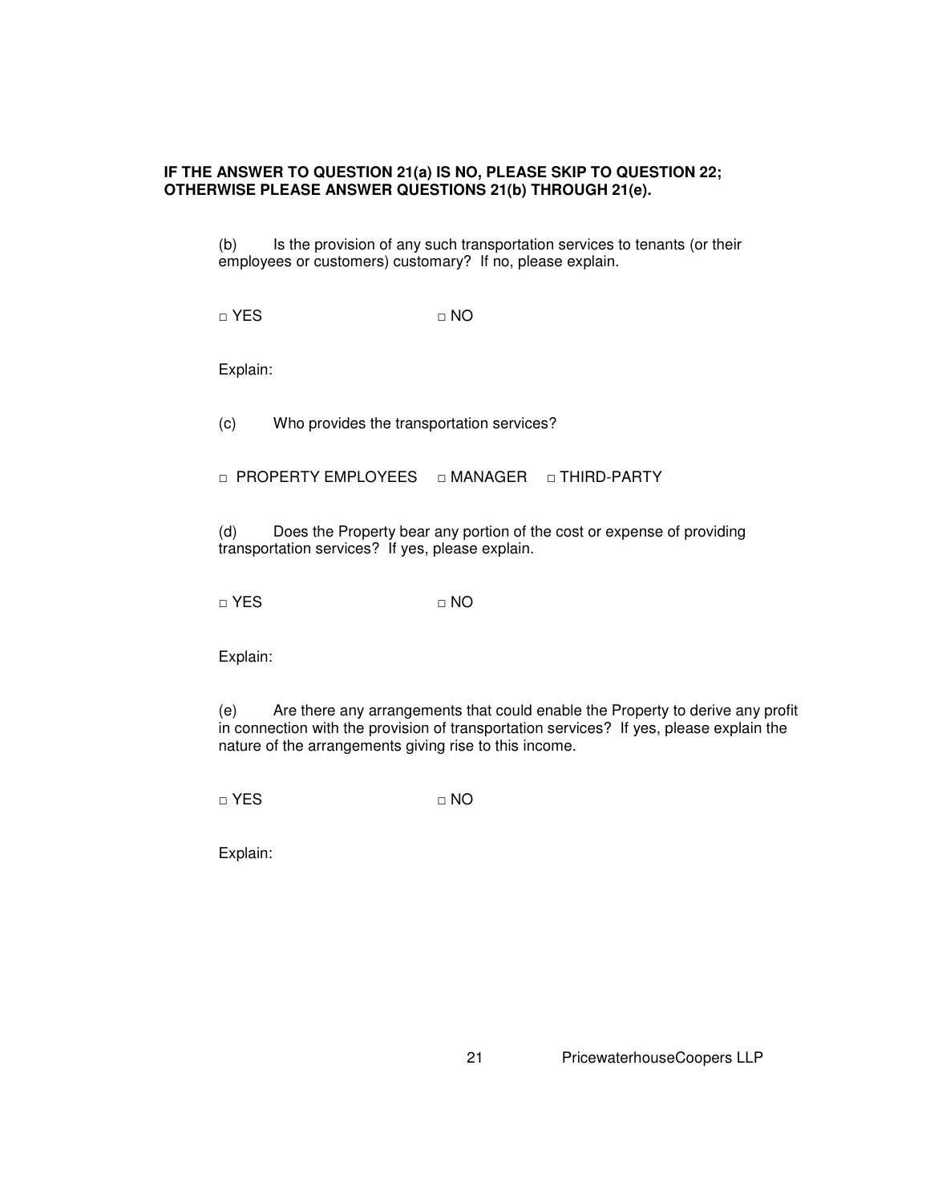**IF THE ANSWER TO QUESTION 21(a) IS NO, PLEASE SKIP TO QUESTION 22; OTHERWISE PLEASE ANSWER QUESTIONS 21(b) THROUGH 21(e).**

(b) Is the provision of any such transportation services to tenants (or their employees or customers) customary? If no, please explain.

□ YES □ NO

Explain:

(c) Who provides the transportation services?

□ PROPERTY EMPLOYEES □ MANAGER □ THIRD-PARTY

(d) Does the Property bear any portion of the cost or expense of providing transportation services? If yes, please explain.

□ YES □ NO

Explain:

(e) Are there any arrangements that could enable the Property to derive any profit in connection with the provision of transportation services? If yes, please explain the nature of the arrangements giving rise to this income.

□ YES □ NO

Explain: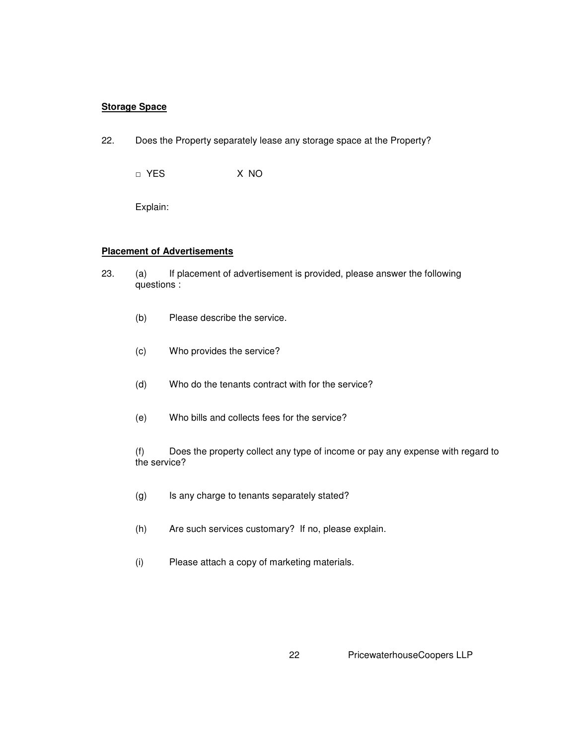**Storage Space**

22. Does the Property separately lease any storage space at the Property?

□ YES X NO

Explain:

**Placement of Advertisements**

23. (a) If placement of advertisement is provided, please answer the following questions :

(b) Please describe the service.

(c) Who provides the service?

(d) Who do the tenants contract with for the service?

(e) Who bills and collects fees for the service?

(f) Does the property collect any type of income or pay any expense with regard to the service?

(g) Is any charge to tenants separately stated?

(h) Are such services customary? If no, please explain.

(i) Please attach a copy of marketing materials.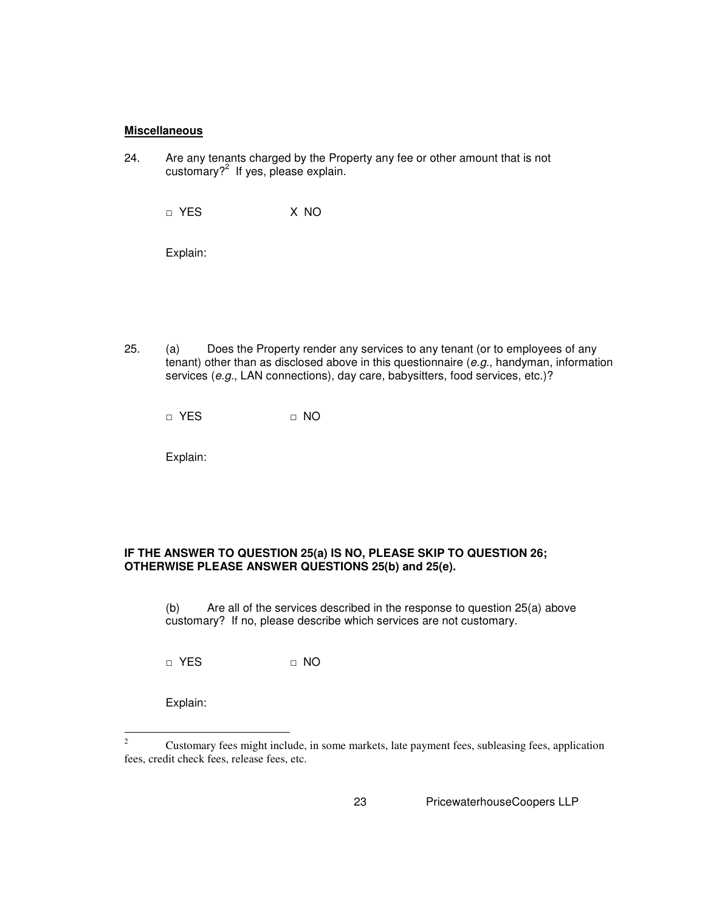**Miscellaneous**

24. Are any tenants charged by the Property any fee or other amount that is not customary?[2] If yes, please explain.

    □ YES X NO

    Explain:

25. (a) Does the Property render any services to any tenant (or to employees of any tenant) other than as disclosed above in this questionnaire (*e.g.*, handyman, information services (*e.g.*, LAN connections), day care, babysitters, food services, etc.)?

    □ YES □ NO

    Explain:

**IF THE ANSWER TO QUESTION 25(a) IS NO, PLEASE SKIP TO QUESTION 26; OTHERWISE PLEASE ANSWER QUESTIONS 25(b) and 25(e).**

(b) Are all of the services described in the response to question 25(a) above customary? If no, please describe which services are not customary.

□ YES □ NO

Explain:

---

[2] Customary fees might include, in some markets, late payment fees, subleasing fees, application fees, credit check fees, release fees, etc.

PricewaterhouseCoopers LLP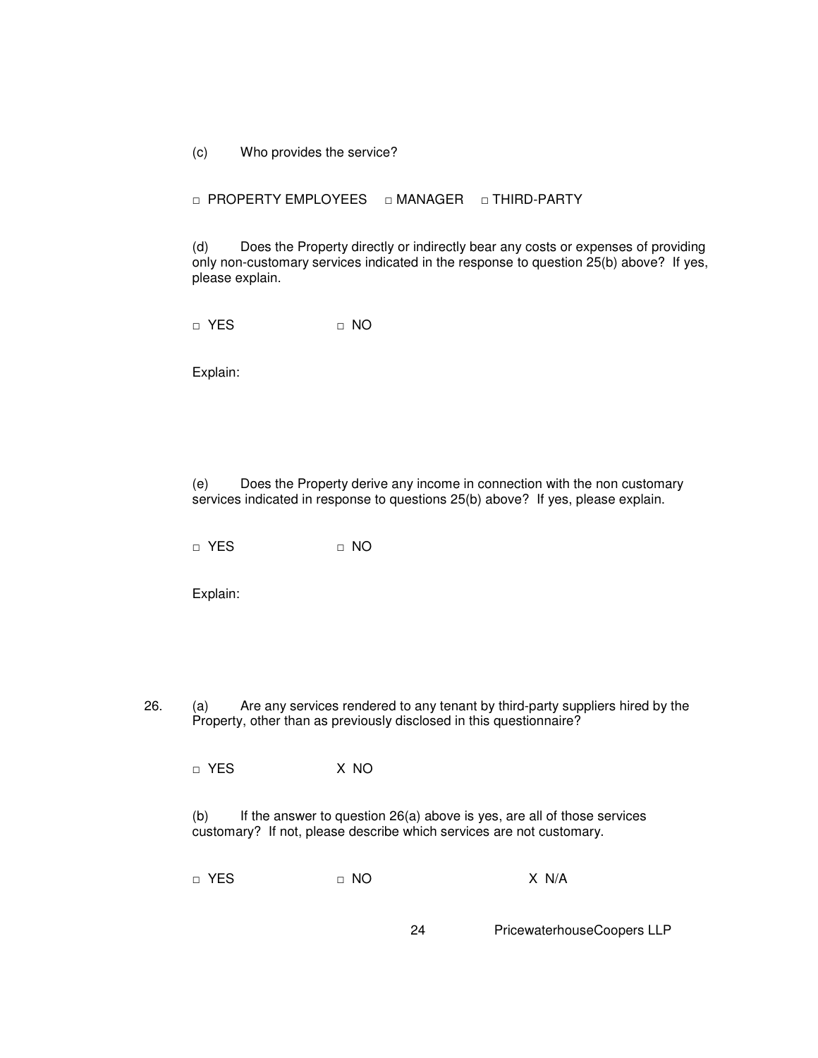(c) Who provides the service?

□ PROPERTY EMPLOYEES □ MANAGER □ THIRD-PARTY

(d) Does the Property directly or indirectly bear any costs or expenses of providing only non-customary services indicated in the response to question 25(b) above? If yes, please explain.

□ YES □ NO

Explain:

(e) Does the Property derive any income in connection with the non customary services indicated in response to questions 25(b) above? If yes, please explain.

□ YES □ NO

Explain:

26. (a) Are any services rendered to any tenant by third-party suppliers hired by the Property, other than as previously disclosed in this questionnaire?

□ YES X NO

(b) If the answer to question 26(a) above is yes, are all of those services customary? If not, please describe which services are not customary.

□ YES □ NO X N/A

PricewaterhouseCoopers LLP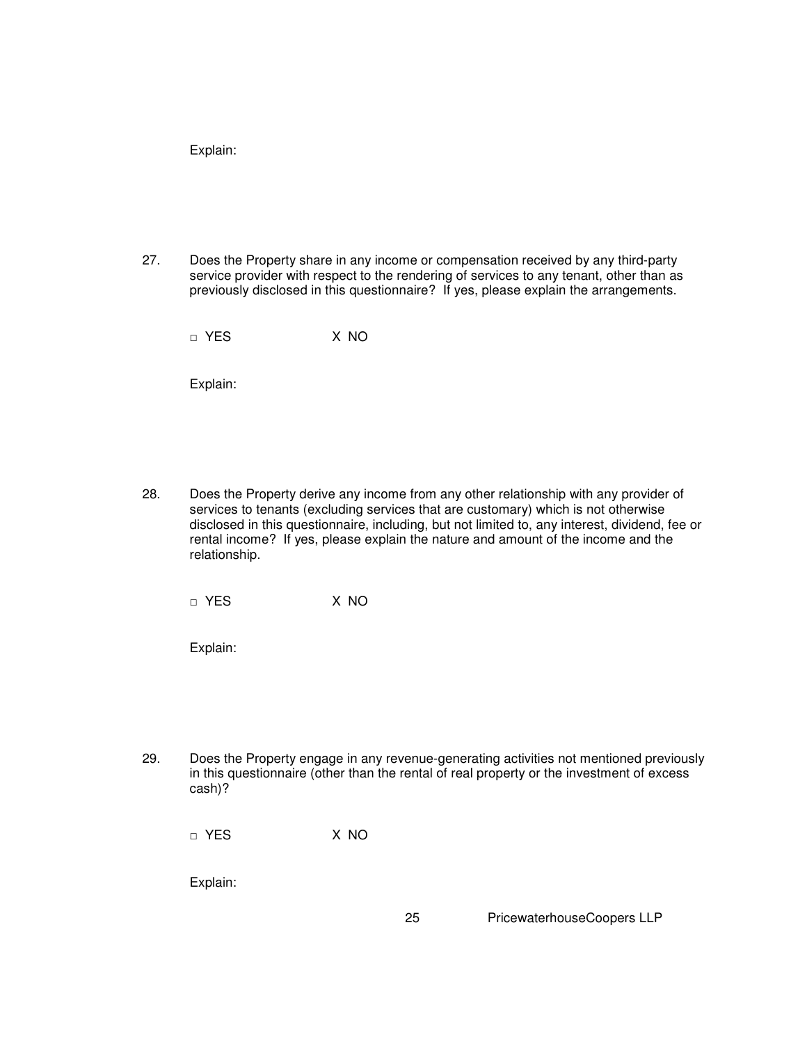Explain:

27. Does the Property share in any income or compensation received by any third-party service provider with respect to the rendering of services to any tenant, other than as previously disclosed in this questionnaire? If yes, please explain the arrangements.

□ YES X NO

Explain:

28. Does the Property derive any income from any other relationship with any provider of services to tenants (excluding services that are customary) which is not otherwise disclosed in this questionnaire, including, but not limited to, any interest, dividend, fee or rental income? If yes, please explain the nature and amount of the income and the relationship.

□ YES X NO

Explain:

29. Does the Property engage in any revenue-generating activities not mentioned previously in this questionnaire (other than the rental of real property or the investment of excess cash)?

□ YES X NO

Explain: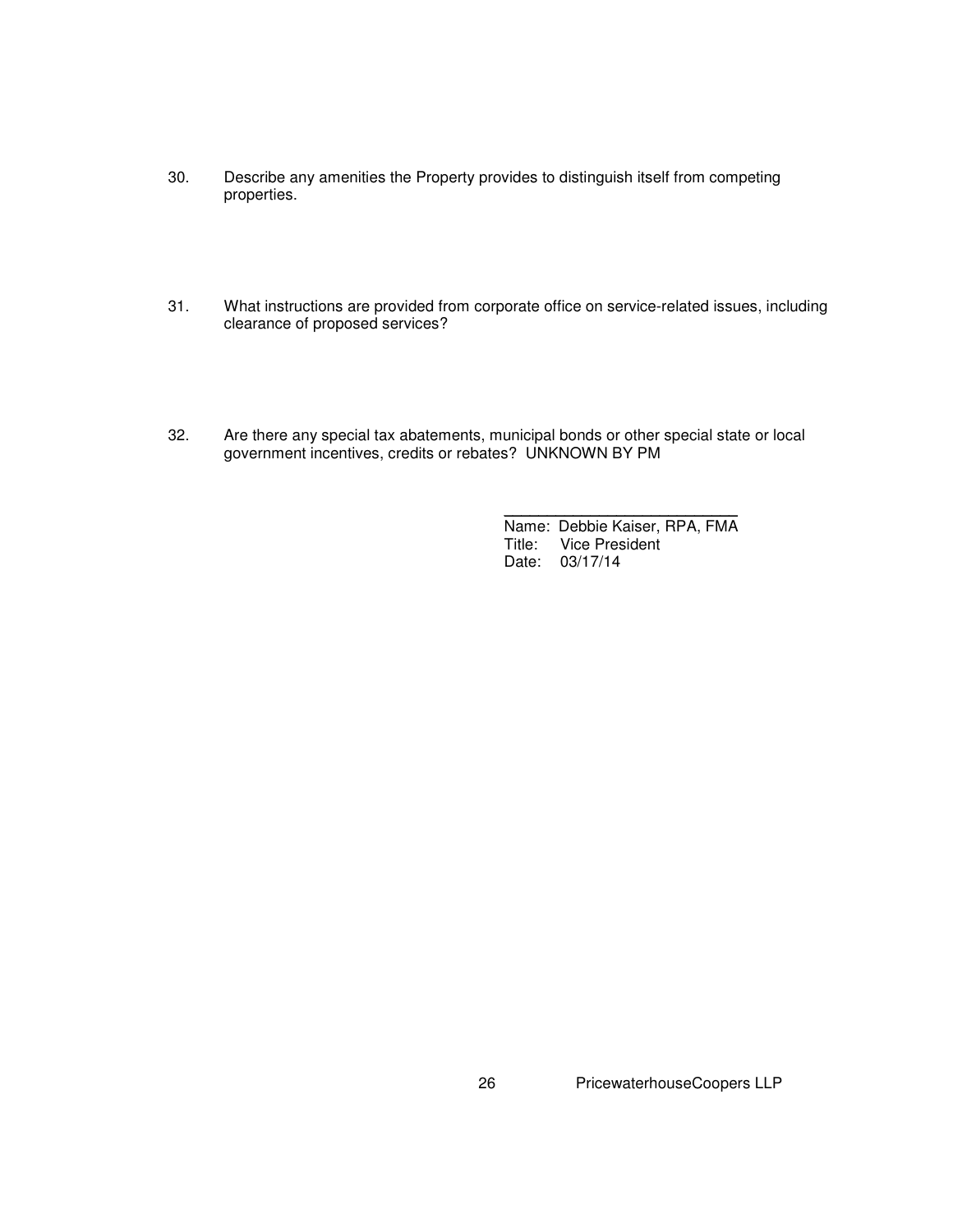30. Describe any amenities the Property provides to distinguish itself from competing properties.

31. What instructions are provided from corporate office on service-related issues, including clearance of proposed services?

32. Are there any special tax abatements, municipal bonds or other special state or local government incentives, credits or rebates? UNKNOWN BY PM

\_\_\_\_\_\_\_\_\_\_\_\_\_\_\_\_\_\_\_\_\_\_\_\_\_\_\_\_

Name: Debbie Kaiser, RPA, FMA
Title: Vice President
Date: 03/17/14